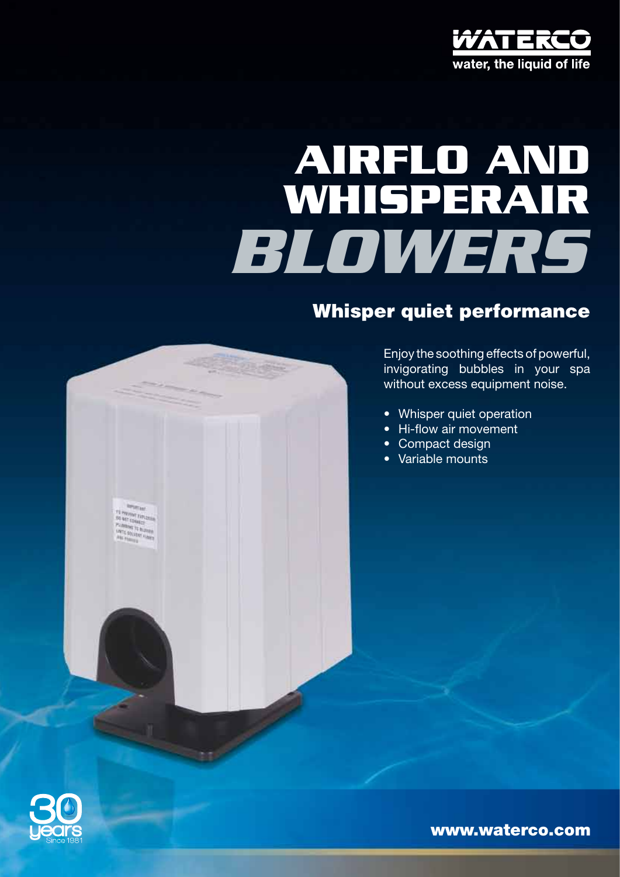WATERCO

water, the liquid of life

# AIRFLO AND WHISPERAIR *BLOWERS*

## Whisper quiet performance

Enjoy the soothing effects of powerful, invigorating bubbles in your spa without excess equipment noise.

- Whisper quiet operation
- Hi-flow air movement
- Compact design
- Variable mounts

30 years Since 1981

**www.waterco.com**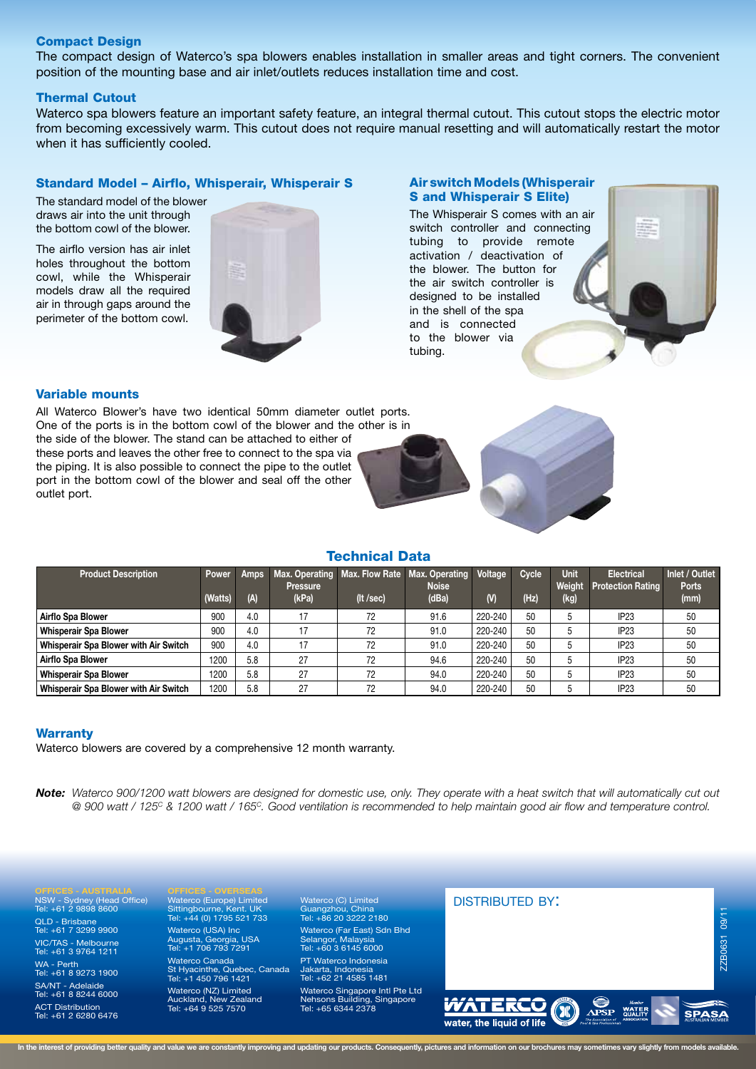### Compact Design

The compact design of Waterco's spa blowers enables installation in smaller areas and tight corners. The convenient position of the mounting base and air inlet/outlets reduces installation time and cost.

### Thermal Cutout

Waterco spa blowers feature an important safety feature, an integral thermal cutout. This cutout stops the electric motor from becoming excessively warm. This cutout does not require manual resetting and will automatically restart the motor when it has sufficiently cooled.

### Standard Model – Airflo, Whisperair, Whisperair S

The standard model of the blower draws air into the unit through the bottom cowl of the blower.

The airflo version has air inlet holes throughout the bottom cowl, while the Whisperair models draw all the required air in through gaps around the perimeter of the bottom cowl.

### Air switch Models (Whisperair S and Whisperair S Elite)

The Whisperair S comes with an air switch controller and connecting tubing to provide remote activation / deactivation of the blower. The button for the air switch controller is designed to be installed in the shell of the spa and is connected to the blower via tubing.

### Variable mounts

All Waterco Blower's have two identical 50mm diameter outlet ports. One of the ports is in the bottom cowl of the blower and the other is in the side of the blower. The stand can be attached to either of these ports and leaves the other free to connect to the spa via the piping. It is also possible to connect the pipe to the outlet port in the bottom cowl of the blower and seal off the other outlet port.

## Technical Data

| Product Description | Power (Watts) | Amps (A) | Max. Operating Pressure (kPa) | Max. Flow Rate (lt /sec) | Max. Operating Noise (dBa) | Voltage (V) | Cycle (Hz) | Unit Weight (kg) | Electrical Protection Rating | Inlet / Outlet Ports (mm) |
|---|---|---|---|---|---|---|---|---|---|---|
| Airflo Spa Blower | 900 | 4.0 | 17 | 72 | 91.6 | 220-240 | 50 | 5 | IP23 | 50 |
| Whisperair Spa Blower | 900 | 4.0 | 17 | 72 | 91.0 | 220-240 | 50 | 5 | IP23 | 50 |
| Whisperair Spa Blower with Air Switch | 900 | 4.0 | 17 | 72 | 91.0 | 220-240 | 50 | 5 | IP23 | 50 |
| Airflo Spa Blower | 1200 | 5.8 | 27 | 72 | 94.6 | 220-240 | 50 | 5 | IP23 | 50 |
| Whisperair Spa Blower | 1200 | 5.8 | 27 | 72 | 94.0 | 220-240 | 50 | 5 | IP23 | 50 |
| Whisperair Spa Blower with Air Switch | 1200 | 5.8 | 27 | 72 | 94.0 | 220-240 | 50 | 5 | IP23 | 50 |

### Warranty

Waterco blowers are covered by a comprehensive 12 month warranty.

***Note:*** *Waterco 900/1200 watt blowers are designed for domestic use, only. They operate with a heat switch that will automatically cut out @ 900 watt / 125$^{C}$ & 1200 watt / 165$^{C}$. Good ventilation is recommended to help maintain good air flow and temperature control.*

**OFFICES - AUSTRALIA**

NSW - Sydney (Head Office)
Tel: +61 2 9898 8600

QLD - Brisbane
Tel: +61 7 3299 9900

VIC/TAS - Melbourne
Tel: +61 3 9764 1211

WA - Perth
Tel: +61 8 9273 1900

SA/NT - Adelaide
Tel: +61 8 8244 6000

ACT Distribution
Tel: +61 2 6280 6476

**OFFICES - OVERSEAS**

Waterco (Europe) Limited
Sittingbourne, Kent. UK
Tel: +44 (0) 1795 521 733

Waterco (USA) Inc
Augusta, Georgia, USA
Tel: +1 706 793 7291

Waterco Canada
St Hyacinthe, Quebec, Canada
Tel: +1 450 796 1421

Waterco (NZ) Limited
Auckland, New Zealand
Tel: +64 9 525 7570

Waterco (C) Limited
Guangzhou, China
Tel: +86 20 3222 2180

Waterco (Far East) Sdn Bhd
Selangor, Malaysia
Tel: +60 3 6145 6000

PT Waterco Indonesia
Jakarta, Indonesia
Tel: +62 21 4585 1481

Waterco Singapore Intl Pte Ltd
Nehsons Building, Singapore
Tel: +65 6344 2378

DISTRIBUTED BY:

ZZB0631 09/11

WATERCO water, the liquid of life

In the interest of providing better quality and value we are constantly improving and updating our products. Consequently, pictures and information on our brochures may sometimes vary slightly from models available.